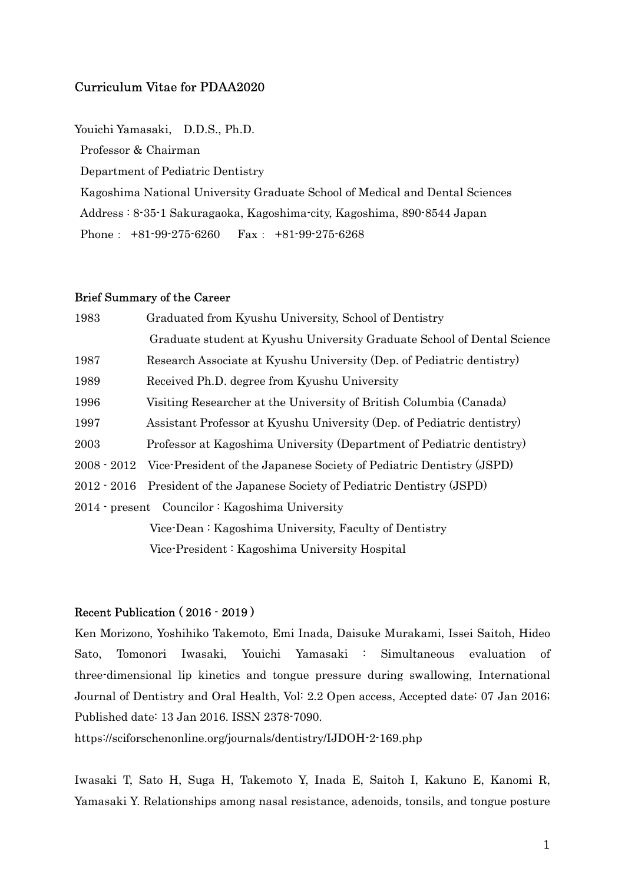## Curriculum Vitae for PDAA2020

Youichi Yamasaki, D.D.S., Ph.D.

Professor & Chairman

Department of Pediatric Dentistry

Kagoshima National University Graduate School of Medical and Dental Sciences

Address : 8-35-1 Sakuragaoka, Kagoshima-city, Kagoshima, 890-8544 Japan

Phone : +81-99-275-6260 Fax : +81-99-275-6268

## Brief Summary of the Career

1983 Graduated from Kyushu University, School of Dentistry

Graduate student at Kyushu University Graduate School of Dental Science

1987 Research Associate at Kyushu University (Dep. of Pediatric dentistry)

1989 Received Ph.D. degree from Kyushu University

1996 Visiting Researcher at the University of British Columbia (Canada)

1997 Assistant Professor at Kyushu University (Dep. of Pediatric dentistry)

2003 Professor at Kagoshima University (Department of Pediatric dentistry)

2008 - 2012 Vice-President of the Japanese Society of Pediatric Dentistry (JSPD)

2012 - 2016 President of the Japanese Society of Pediatric Dentistry (JSPD)

2014 - present Councilor : Kagoshima University

Vice-Dean : Kagoshima University, Faculty of Dentistry

Vice-President : Kagoshima University Hospital

## Recent Publication ( 2016 - 2019 )

Ken Morizono, Yoshihiko Takemoto, Emi Inada, Daisuke Murakami, Issei Saitoh, Hideo Sato, Tomonori Iwasaki, Youichi Yamasaki : Simultaneous evaluation of three-dimensional lip kinetics and tongue pressure during swallowing, International Journal of Dentistry and Oral Health, Vol: 2.2 Open access, Accepted date: 07 Jan 2016; Published date: 13 Jan 2016. ISSN 2378-7090.

https://sciforschenonline.org/journals/dentistry/IJDOH-2-169.php

Iwasaki T, Sato H, Suga H, Takemoto Y, Inada E, Saitoh I, Kakuno E, Kanomi R, Yamasaki Y. Relationships among nasal resistance, adenoids, tonsils, and tongue posture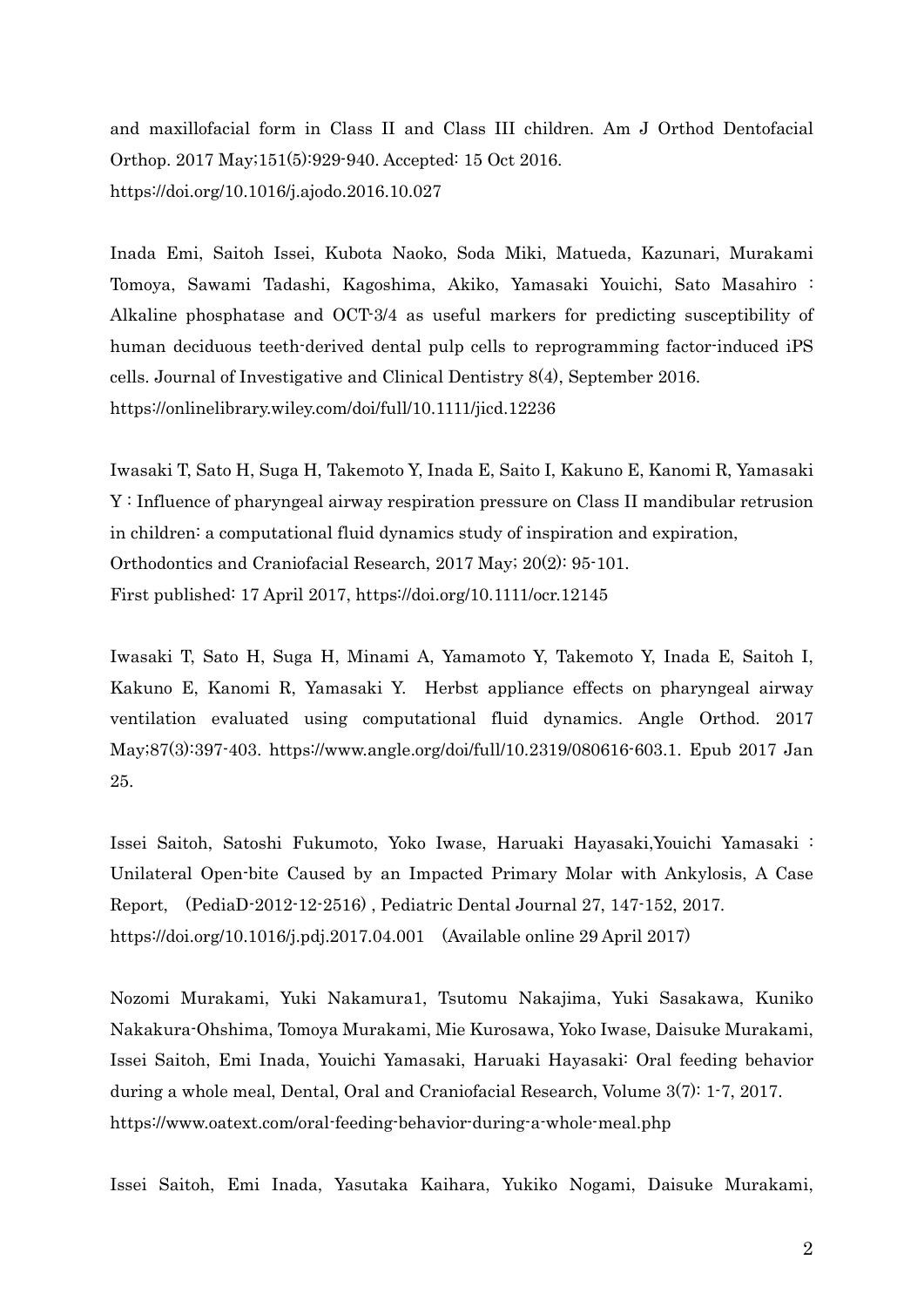and maxillofacial form in Class II and Class III children. Am J Orthod Dentofacial Orthop. 2017 May;151(5):929-940. Accepted: 15 Oct 2016.
https://doi.org/10.1016/j.ajodo.2016.10.027

Inada Emi, Saitoh Issei, Kubota Naoko, Soda Miki, Matueda, Kazunari, Murakami Tomoya, Sawami Tadashi, Kagoshima, Akiko, Yamasaki Youichi, Sato Masahiro : Alkaline phosphatase and OCT-3/4 as useful markers for predicting susceptibility of human deciduous teeth-derived dental pulp cells to reprogramming factor-induced iPS cells. Journal of Investigative and Clinical Dentistry 8(4), September 2016.
https://onlinelibrary.wiley.com/doi/full/10.1111/jicd.12236

Iwasaki T, Sato H, Suga H, Takemoto Y, Inada E, Saito I, Kakuno E, Kanomi R, Yamasaki Y : Influence of pharyngeal airway respiration pressure on Class II mandibular retrusion in children: a computational fluid dynamics study of inspiration and expiration, Orthodontics and Craniofacial Research, 2017 May; 20(2): 95-101.
First published: 17 April 2017, https://doi.org/10.1111/ocr.12145

Iwasaki T, Sato H, Suga H, Minami A, Yamamoto Y, Takemoto Y, Inada E, Saitoh I, Kakuno E, Kanomi R, Yamasaki Y. Herbst appliance effects on pharyngeal airway ventilation evaluated using computational fluid dynamics. Angle Orthod. 2017 May;87(3):397-403. https://www.angle.org/doi/full/10.2319/080616-603.1. Epub 2017 Jan 25.

Issei Saitoh, Satoshi Fukumoto, Yoko Iwase, Haruaki Hayasaki,Youichi Yamasaki : Unilateral Open-bite Caused by an Impacted Primary Molar with Ankylosis, A Case Report, (PediaD-2012-12-2516) , Pediatric Dental Journal 27, 147-152, 2017.
https://doi.org/10.1016/j.pdj.2017.04.001 (Available online 29 April 2017)

Nozomi Murakami, Yuki Nakamura1, Tsutomu Nakajima, Yuki Sasakawa, Kuniko Nakakura-Ohshima, Tomoya Murakami, Mie Kurosawa, Yoko Iwase, Daisuke Murakami, Issei Saitoh, Emi Inada, Youichi Yamasaki, Haruaki Hayasaki: Oral feeding behavior during a whole meal, Dental, Oral and Craniofacial Research, Volume 3(7): 1-7, 2017.
https://www.oatext.com/oral-feeding-behavior-during-a-whole-meal.php

Issei Saitoh, Emi Inada, Yasutaka Kaihara, Yukiko Nogami, Daisuke Murakami,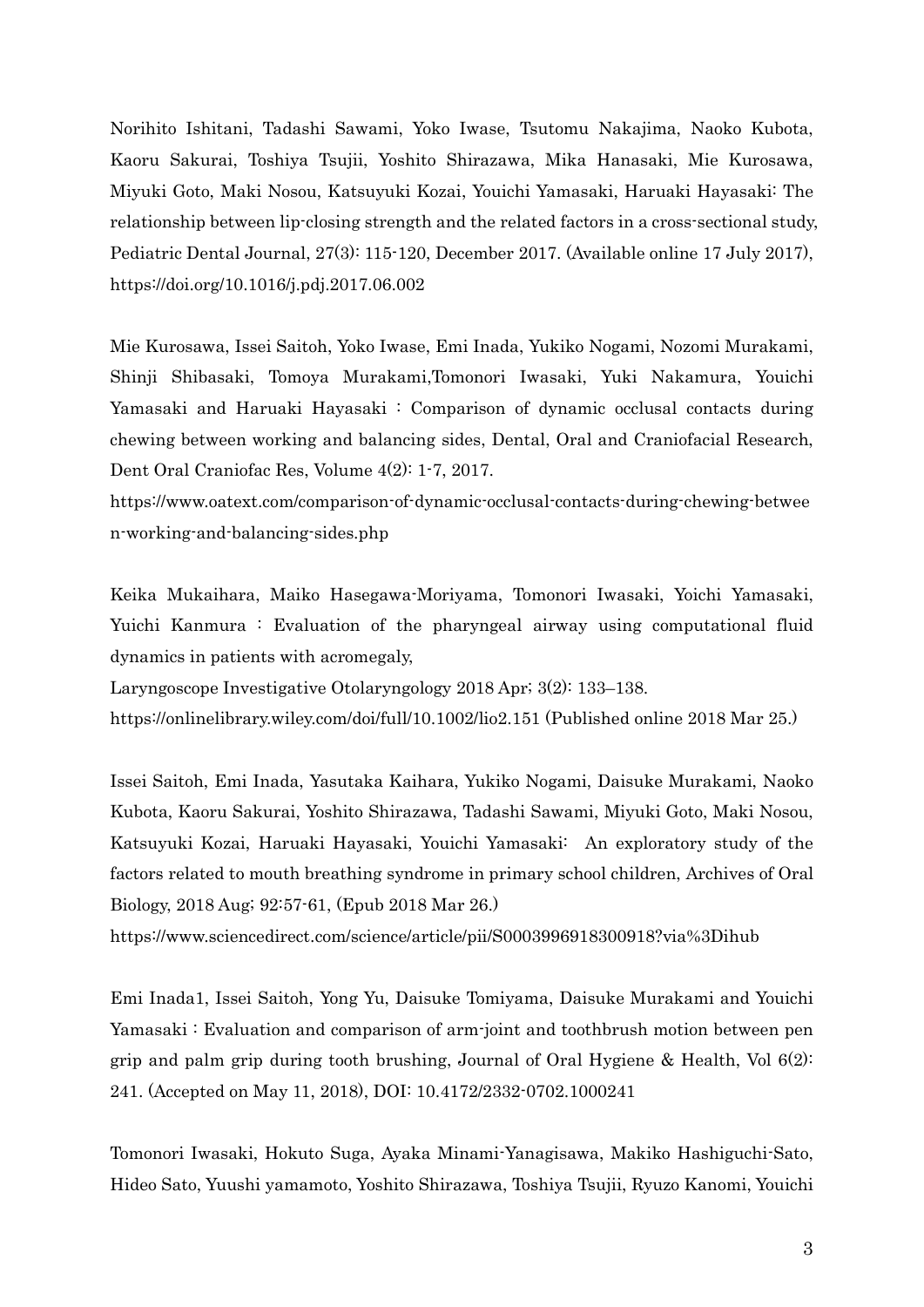Norihito Ishitani, Tadashi Sawami, Yoko Iwase, Tsutomu Nakajima, Naoko Kubota, Kaoru Sakurai, Toshiya Tsujii, Yoshito Shirazawa, Mika Hanasaki, Mie Kurosawa, Miyuki Goto, Maki Nosou, Katsuyuki Kozai, Youichi Yamasaki, Haruaki Hayasaki: The relationship between lip-closing strength and the related factors in a cross-sectional study, Pediatric Dental Journal, 27(3): 115-120, December 2017. (Available online 17 July 2017), https://doi.org/10.1016/j.pdj.2017.06.002

Mie Kurosawa, Issei Saitoh, Yoko Iwase, Emi Inada, Yukiko Nogami, Nozomi Murakami, Shinji Shibasaki, Tomoya Murakami,Tomonori Iwasaki, Yuki Nakamura, Youichi Yamasaki and Haruaki Hayasaki : Comparison of dynamic occlusal contacts during chewing between working and balancing sides, Dental, Oral and Craniofacial Research, Dent Oral Craniofac Res, Volume 4(2): 1-7, 2017.
https://www.oatext.com/comparison-of-dynamic-occlusal-contacts-during-chewing-between-working-and-balancing-sides.php

Keika Mukaihara, Maiko Hasegawa-Moriyama, Tomonori Iwasaki, Yoichi Yamasaki, Yuichi Kanmura : Evaluation of the pharyngeal airway using computational fluid dynamics in patients with acromegaly,
Laryngoscope Investigative Otolaryngology 2018 Apr; 3(2): 133–138.
https://onlinelibrary.wiley.com/doi/full/10.1002/lio2.151 (Published online 2018 Mar 25.)

Issei Saitoh, Emi Inada, Yasutaka Kaihara, Yukiko Nogami, Daisuke Murakami, Naoko Kubota, Kaoru Sakurai, Yoshito Shirazawa, Tadashi Sawami, Miyuki Goto, Maki Nosou, Katsuyuki Kozai, Haruaki Hayasaki, Youichi Yamasaki: An exploratory study of the factors related to mouth breathing syndrome in primary school children, Archives of Oral Biology, 2018 Aug; 92:57-61, (Epub 2018 Mar 26.)
https://www.sciencedirect.com/science/article/pii/S0003996918300918?via%3Dihub

Emi Inada1, Issei Saitoh, Yong Yu, Daisuke Tomiyama, Daisuke Murakami and Youichi Yamasaki : Evaluation and comparison of arm-joint and toothbrush motion between pen grip and palm grip during tooth brushing, Journal of Oral Hygiene & Health, Vol 6(2): 241. (Accepted on May 11, 2018), DOI: 10.4172/2332-0702.1000241

Tomonori Iwasaki, Hokuto Suga, Ayaka Minami-Yanagisawa, Makiko Hashiguchi-Sato, Hideo Sato, Yuushi yamamoto, Yoshito Shirazawa, Toshiya Tsujii, Ryuzo Kanomi, Youichi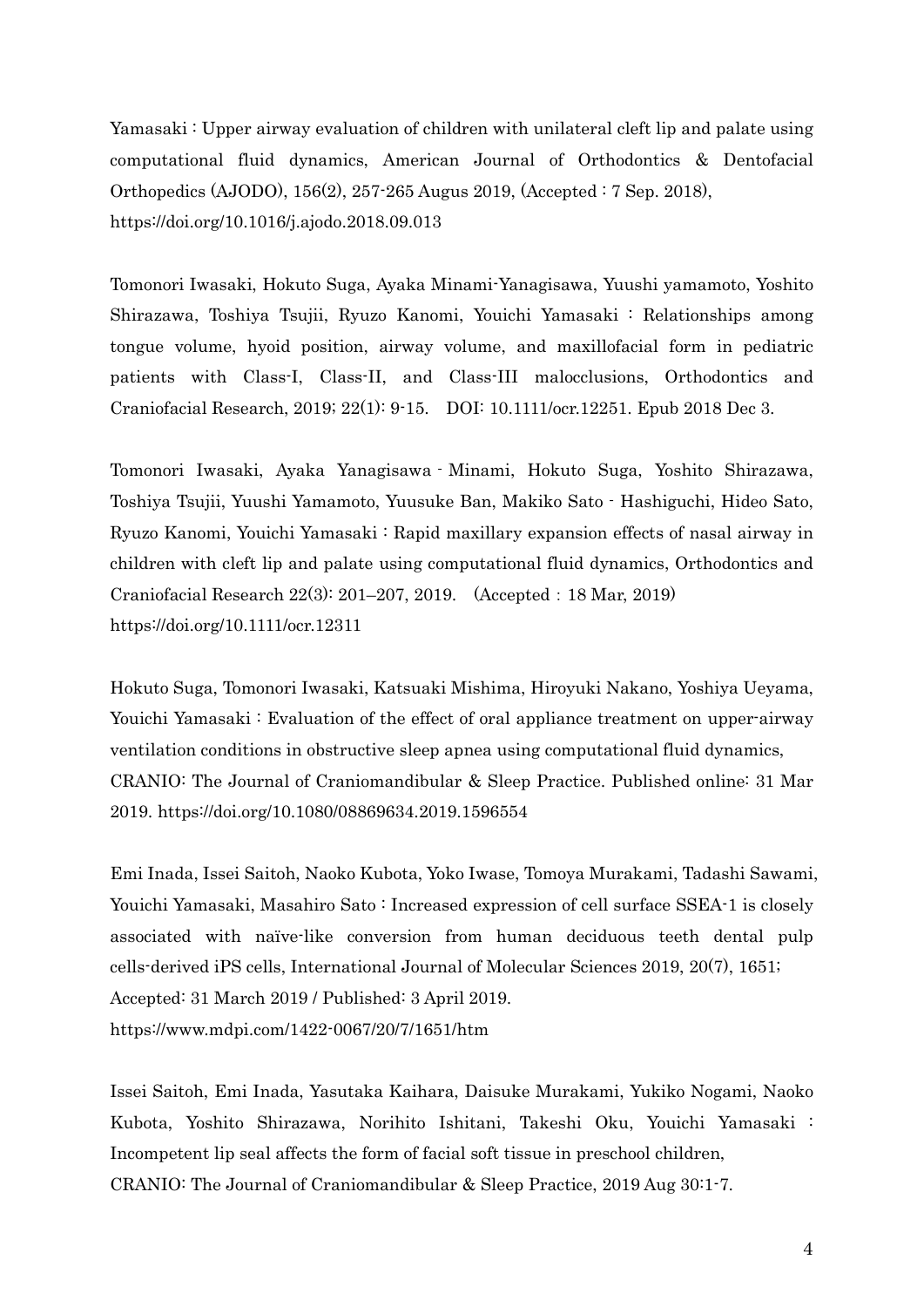Yamasaki : Upper airway evaluation of children with unilateral cleft lip and palate using computational fluid dynamics, American Journal of Orthodontics & Dentofacial Orthopedics (AJODO), 156(2), 257-265 Augus 2019, (Accepted : 7 Sep. 2018), https://doi.org/10.1016/j.ajodo.2018.09.013

Tomonori Iwasaki, Hokuto Suga, Ayaka Minami-Yanagisawa, Yuushi yamamoto, Yoshito Shirazawa, Toshiya Tsujii, Ryuzo Kanomi, Youichi Yamasaki : Relationships among tongue volume, hyoid position, airway volume, and maxillofacial form in pediatric patients with Class-I, Class-II, and Class-III malocclusions, Orthodontics and Craniofacial Research, 2019; 22(1): 9-15.　DOI: 10.1111/ocr.12251. Epub 2018 Dec 3.

Tomonori Iwasaki, Ayaka Yanagisawa‐Minami, Hokuto Suga, Yoshito Shirazawa, Toshiya Tsujii, Yuushi Yamamoto, Yuusuke Ban, Makiko Sato‐Hashiguchi, Hideo Sato, Ryuzo Kanomi, Youichi Yamasaki : Rapid maxillary expansion effects of nasal airway in children with cleft lip and palate using computational fluid dynamics, Orthodontics and Craniofacial Research 22(3): 201–207, 2019.　(Accepted：18 Mar, 2019) https://doi.org/10.1111/ocr.12311

Hokuto Suga, Tomonori Iwasaki, Katsuaki Mishima, Hiroyuki Nakano, Yoshiya Ueyama, Youichi Yamasaki : Evaluation of the effect of oral appliance treatment on upper-airway ventilation conditions in obstructive sleep apnea using computational fluid dynamics, CRANIO: The Journal of Craniomandibular & Sleep Practice. Published online: 31 Mar 2019. https://doi.org/10.1080/08869634.2019.1596554

Emi Inada, Issei Saitoh, Naoko Kubota, Yoko Iwase, Tomoya Murakami, Tadashi Sawami, Youichi Yamasaki, Masahiro Sato : Increased expression of cell surface SSEA-1 is closely associated with naïve-like conversion from human deciduous teeth dental pulp cells-derived iPS cells, International Journal of Molecular Sciences 2019, 20(7), 1651; Accepted: 31 March 2019 / Published: 3 April 2019. https://www.mdpi.com/1422-0067/20/7/1651/htm

Issei Saitoh, Emi Inada, Yasutaka Kaihara, Daisuke Murakami, Yukiko Nogami, Naoko Kubota, Yoshito Shirazawa, Norihito Ishitani, Takeshi Oku, Youichi Yamasaki : Incompetent lip seal affects the form of facial soft tissue in preschool children, CRANIO: The Journal of Craniomandibular & Sleep Practice, 2019 Aug 30:1-7.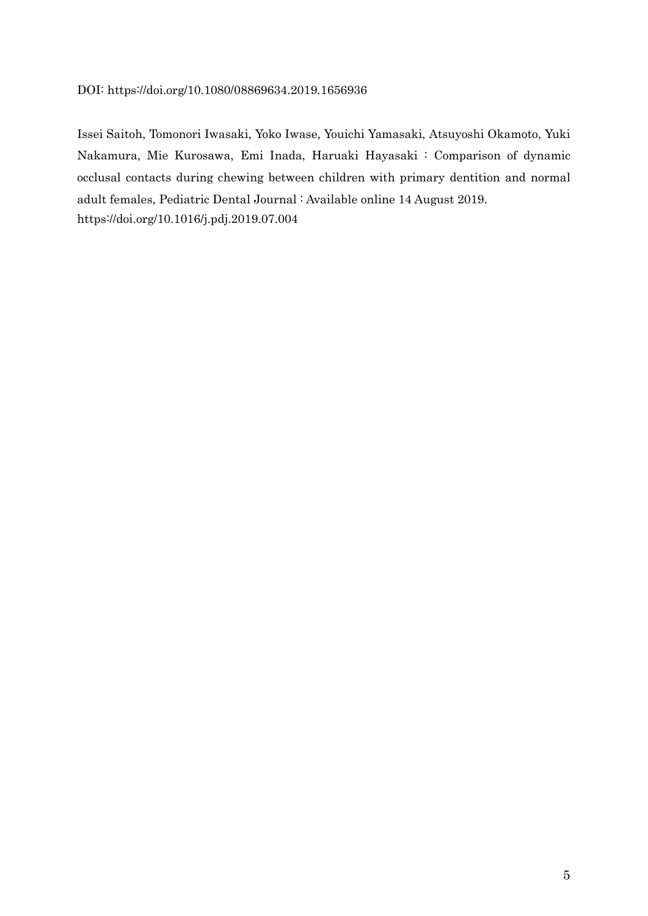DOI: https://doi.org/10.1080/08869634.2019.1656936

Issei Saitoh, Tomonori Iwasaki, Yoko Iwase, Youichi Yamasaki, Atsuyoshi Okamoto, Yuki Nakamura, Mie Kurosawa, Emi Inada, Haruaki Hayasaki : Comparison of dynamic occlusal contacts during chewing between children with primary dentition and normal adult females, Pediatric Dental Journal : Available online 14 August 2019. https://doi.org/10.1016/j.pdj.2019.07.004